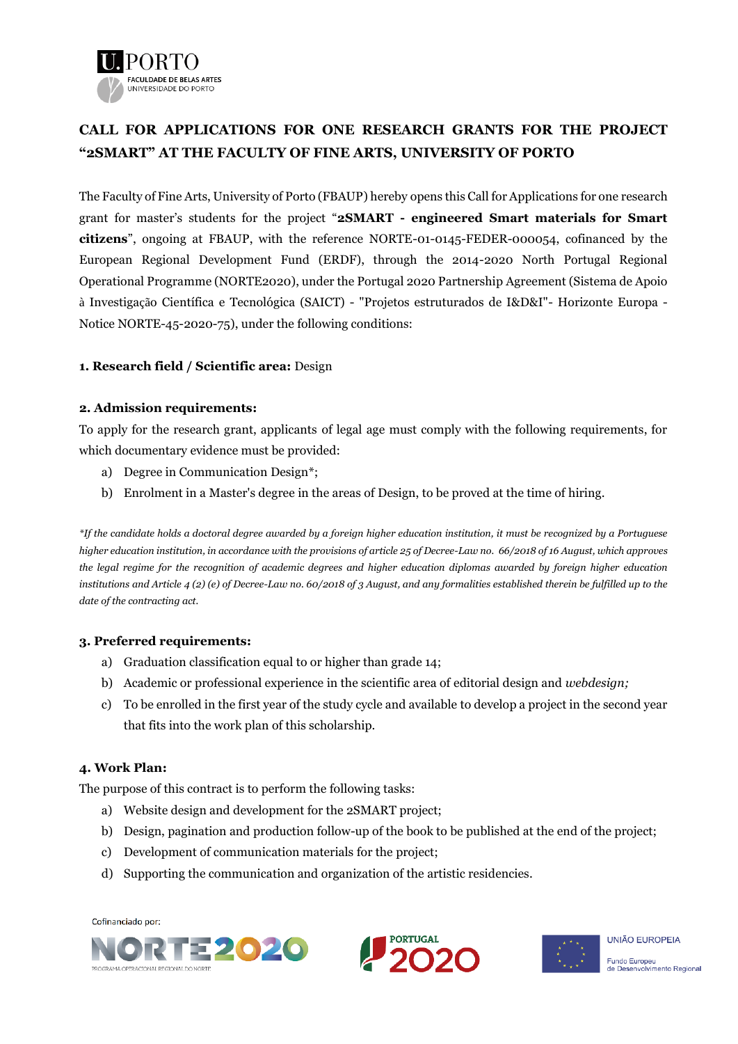# CALL FOR APPLICATIONS FOR ONE RESEARCH GRANTS FOR THE PROJECT "2SMART" AT THE FACULTY OF FINE ARTS, UNIVERSITY OF PORTO

The Faculty of Fine Arts, University of Porto (FBAUP) hereby opens this Call for Applications for one research grant for master's students for the project "**2SMART - engineered Smart materials for Smart citizens**", ongoing at FBAUP, with the reference NORTE-01-0145-FEDER-000054, cofinanced by the European Regional Development Fund (ERDF), through the 2014-2020 North Portugal Regional Operational Programme (NORTE2020), under the Portugal 2020 Partnership Agreement (Sistema de Apoio à Investigação Científica e Tecnológica (SAICT) - "Projetos estruturados de I&D&I"- Horizonte Europa - Notice NORTE-45-2020-75), under the following conditions:

**1. Research field / Scientific area:** Design

**2. Admission requirements:**

To apply for the research grant, applicants of legal age must comply with the following requirements, for which documentary evidence must be provided:

a) Degree in Communication Design*;
b) Enrolment in a Master's degree in the areas of Design, to be proved at the time of hiring.

*\*If the candidate holds a doctoral degree awarded by a foreign higher education institution, it must be recognized by a Portuguese higher education institution, in accordance with the provisions of article 25 of Decree-Law no. 66/2018 of 16 August, which approves the legal regime for the recognition of academic degrees and higher education diplomas awarded by foreign higher education institutions and Article 4 (2) (e) of Decree-Law no. 60/2018 of 3 August, and any formalities established therein be fulfilled up to the date of the contracting act.*

**3. Preferred requirements:**

a) Graduation classification equal to or higher than grade 14;
b) Academic or professional experience in the scientific area of editorial design and *webdesign;*
c) To be enrolled in the first year of the study cycle and available to develop a project in the second year that fits into the work plan of this scholarship.

**4. Work Plan:**

The purpose of this contract is to perform the following tasks:

a) Website design and development for the 2SMART project;
b) Design, pagination and production follow-up of the book to be published at the end of the project;
c) Development of communication materials for the project;
d) Supporting the communication and organization of the artistic residencies.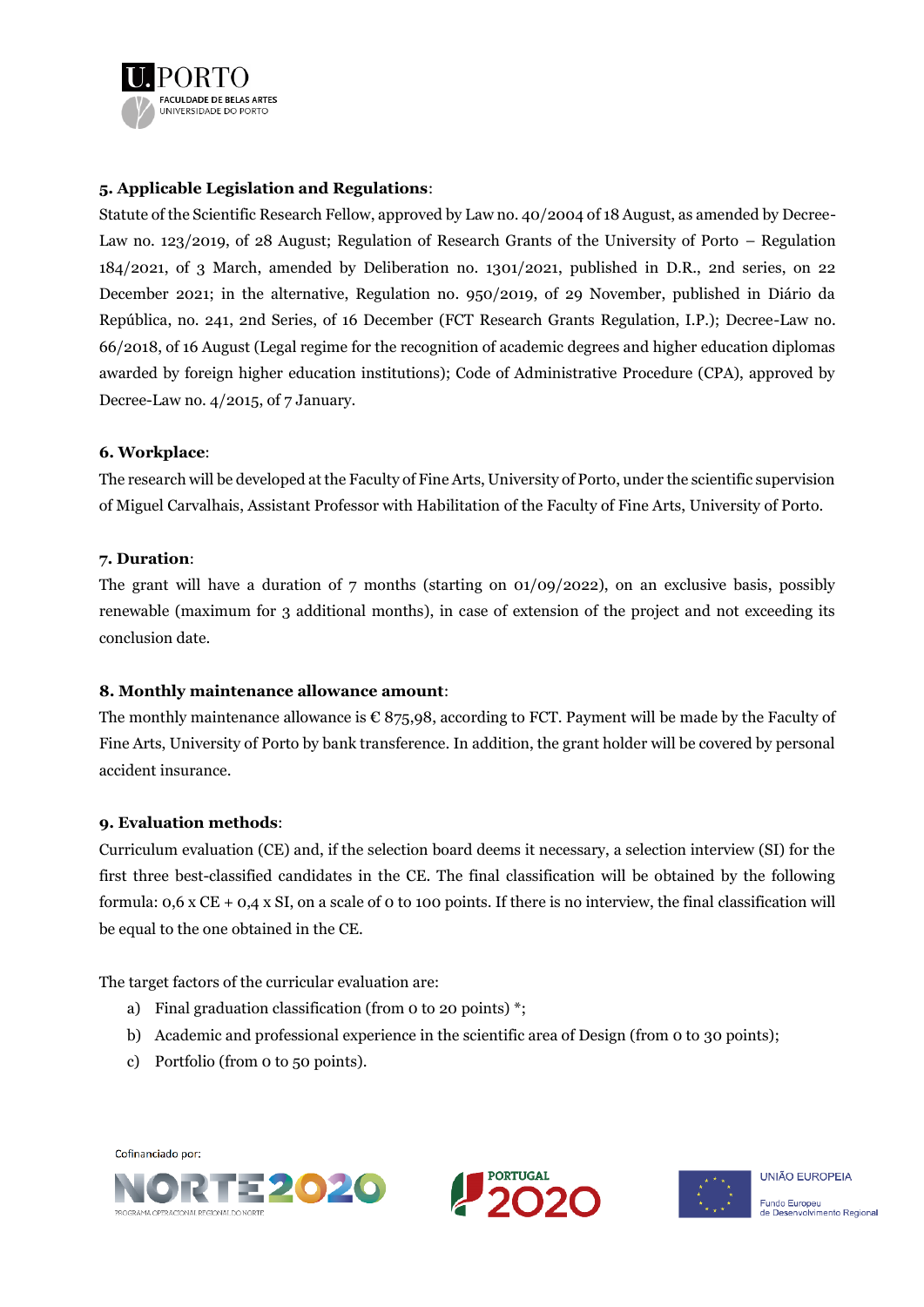**5. Applicable Legislation and Regulations**:

Statute of the Scientific Research Fellow, approved by Law no. 40/2004 of 18 August, as amended by Decree-Law no. 123/2019, of 28 August; Regulation of Research Grants of the University of Porto – Regulation 184/2021, of 3 March, amended by Deliberation no. 1301/2021, published in D.R., 2nd series, on 22 December 2021; in the alternative, Regulation no. 950/2019, of 29 November, published in Diário da República, no. 241, 2nd Series, of 16 December (FCT Research Grants Regulation, I.P.); Decree-Law no. 66/2018, of 16 August (Legal regime for the recognition of academic degrees and higher education diplomas awarded by foreign higher education institutions); Code of Administrative Procedure (CPA), approved by Decree-Law no. 4/2015, of 7 January.

**6. Workplace**:

The research will be developed at the Faculty of Fine Arts, University of Porto, under the scientific supervision of Miguel Carvalhais, Assistant Professor with Habilitation of the Faculty of Fine Arts, University of Porto.

**7. Duration**:

The grant will have a duration of 7 months (starting on 01/09/2022), on an exclusive basis, possibly renewable (maximum for 3 additional months), in case of extension of the project and not exceeding its conclusion date.

**8. Monthly maintenance allowance amount**:

The monthly maintenance allowance is € 875,98, according to FCT. Payment will be made by the Faculty of Fine Arts, University of Porto by bank transference. In addition, the grant holder will be covered by personal accident insurance.

**9. Evaluation methods**:

Curriculum evaluation (CE) and, if the selection board deems it necessary, a selection interview (SI) for the first three best-classified candidates in the CE. The final classification will be obtained by the following formula: 0,6 x CE + 0,4 x SI, on a scale of 0 to 100 points. If there is no interview, the final classification will be equal to the one obtained in the CE.

The target factors of the curricular evaluation are:

a) Final graduation classification (from 0 to 20 points) *;
b) Academic and professional experience in the scientific area of Design (from 0 to 30 points);
c) Portfolio (from 0 to 50 points).

Cofinanciado por:

NORTE2020 PROGRAMA OPERACIONAL REGIONAL DO NORTE

PORTUGAL 2020

UNIÃO EUROPEIA Fundo Europeu de Desenvolvimento Regional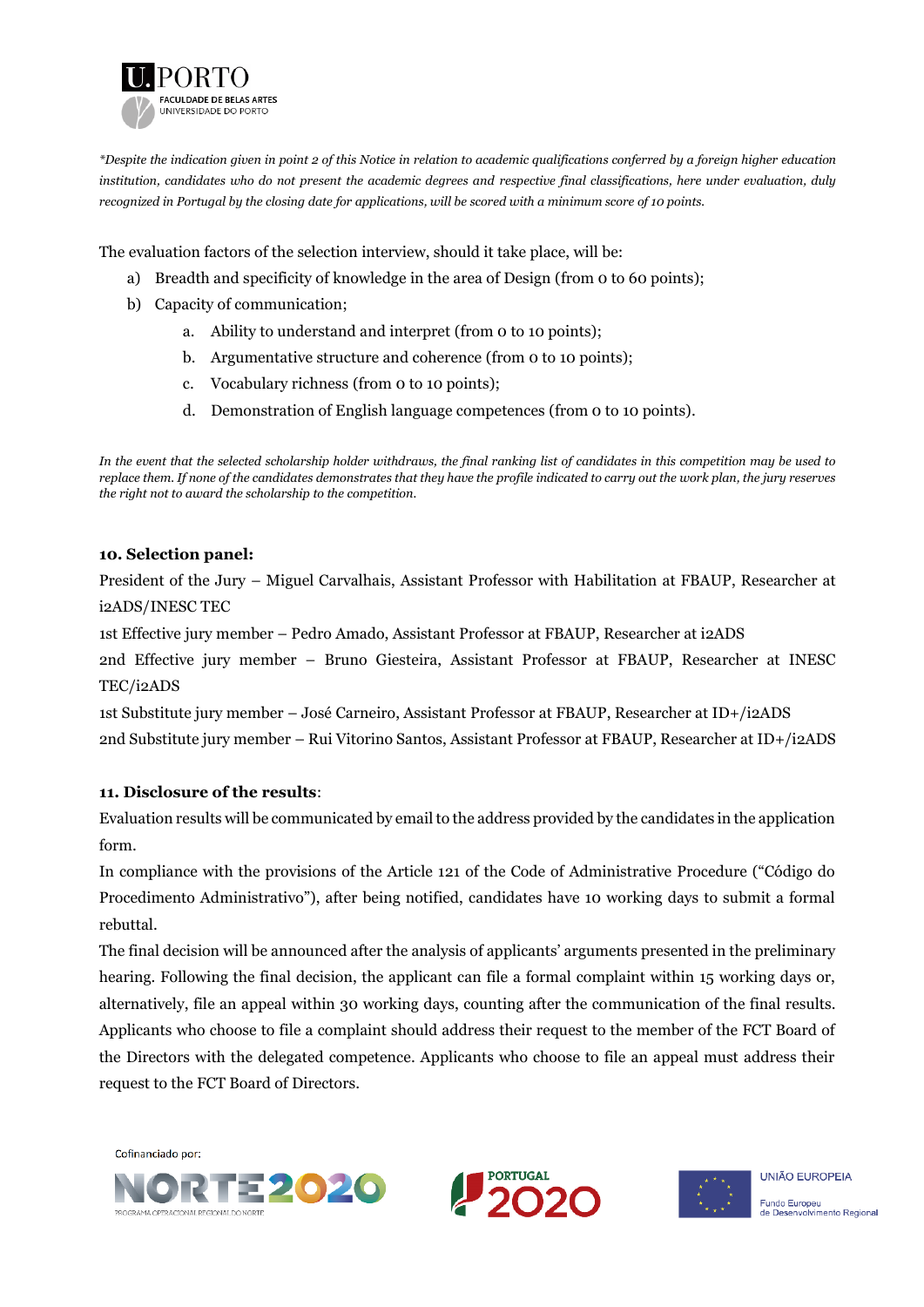*\*Despite the indication given in point 2 of this Notice in relation to academic qualifications conferred by a foreign higher education institution, candidates who do not present the academic degrees and respective final classifications, here under evaluation, duly recognized in Portugal by the closing date for applications, will be scored with a minimum score of 10 points.*

The evaluation factors of the selection interview, should it take place, will be:

a) Breadth and specificity of knowledge in the area of Design (from 0 to 60 points);

b) Capacity of communication;

   a. Ability to understand and interpret (from 0 to 10 points);

   b. Argumentative structure and coherence (from 0 to 10 points);

   c. Vocabulary richness (from 0 to 10 points);

   d. Demonstration of English language competences (from 0 to 10 points).

*In the event that the selected scholarship holder withdraws, the final ranking list of candidates in this competition may be used to replace them. If none of the candidates demonstrates that they have the profile indicated to carry out the work plan, the jury reserves the right not to award the scholarship to the competition.*

**10. Selection panel:**

President of the Jury – Miguel Carvalhais, Assistant Professor with Habilitation at FBAUP, Researcher at i2ADS/INESC TEC

1st Effective jury member – Pedro Amado, Assistant Professor at FBAUP, Researcher at i2ADS

2nd Effective jury member – Bruno Giesteira, Assistant Professor at FBAUP, Researcher at INESC TEC/i2ADS

1st Substitute jury member – José Carneiro, Assistant Professor at FBAUP, Researcher at ID+/i2ADS

2nd Substitute jury member – Rui Vitorino Santos, Assistant Professor at FBAUP, Researcher at ID+/i2ADS

**11. Disclosure of the results**:

Evaluation results will be communicated by email to the address provided by the candidates in the application form.

In compliance with the provisions of the Article 121 of the Code of Administrative Procedure ("Código do Procedimento Administrativo"), after being notified, candidates have 10 working days to submit a formal rebuttal.

The final decision will be announced after the analysis of applicants' arguments presented in the preliminary hearing. Following the final decision, the applicant can file a formal complaint within 15 working days or, alternatively, file an appeal within 30 working days, counting after the communication of the final results. Applicants who choose to file a complaint should address their request to the member of the FCT Board of the Directors with the delegated competence. Applicants who choose to file an appeal must address their request to the FCT Board of Directors.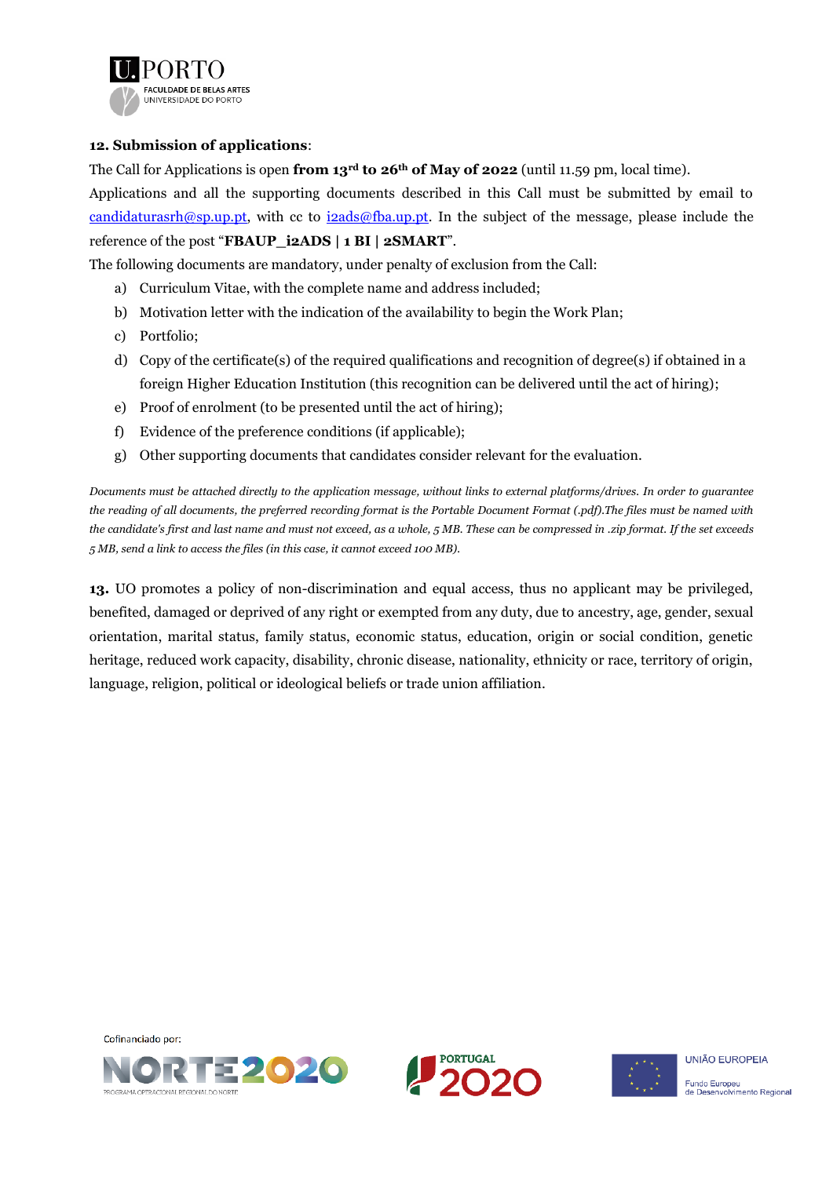**12. Submission of applications**:

The Call for Applications is open **from 13rd to 26th of May of 2022** (until 11.59 pm, local time).

Applications and all the supporting documents described in this Call must be submitted by email to candidaturasrh@sp.up.pt, with cc to i2ads@fba.up.pt. In the subject of the message, please include the reference of the post "**FBAUP_i2ADS | 1 BI | 2SMART**".

The following documents are mandatory, under penalty of exclusion from the Call:

a) Curriculum Vitae, with the complete name and address included;
b) Motivation letter with the indication of the availability to begin the Work Plan;
c) Portfolio;
d) Copy of the certificate(s) of the required qualifications and recognition of degree(s) if obtained in a foreign Higher Education Institution (this recognition can be delivered until the act of hiring);
e) Proof of enrolment (to be presented until the act of hiring);
f) Evidence of the preference conditions (if applicable);
g) Other supporting documents that candidates consider relevant for the evaluation.

*Documents must be attached directly to the application message, without links to external platforms/drives. In order to guarantee the reading of all documents, the preferred recording format is the Portable Document Format (.pdf).The files must be named with the candidate's first and last name and must not exceed, as a whole, 5 MB. These can be compressed in .zip format. If the set exceeds 5 MB, send a link to access the files (in this case, it cannot exceed 100 MB).*

**13.** UO promotes a policy of non-discrimination and equal access, thus no applicant may be privileged, benefited, damaged or deprived of any right or exempted from any duty, due to ancestry, age, gender, sexual orientation, marital status, family status, economic status, education, origin or social condition, genetic heritage, reduced work capacity, disability, chronic disease, nationality, ethnicity or race, territory of origin, language, religion, political or ideological beliefs or trade union affiliation.

Cofinanciado por: